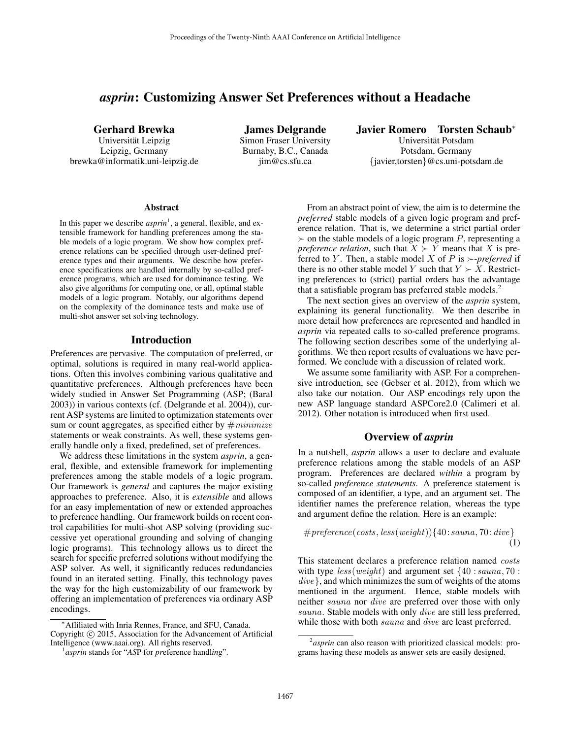# *asprin*: Customizing Answer Set Preferences without a Headache

**Gerhard Brewka**
Universität Leipzig
Leipzig, Germany
brewka@informatik.uni-leipzig.de

**James Delgrande**
Simon Fraser University
Burnaby, B.C., Canada
jim@cs.sfu.ca

**Javier Romero Torsten Schaub***
Universität Potsdam
Potsdam, Germany
{javier,torsten}@cs.uni-potsdam.de

### Abstract

In this paper we describe *asprin*[1], a general, flexible, and extensible framework for handling preferences among the stable models of a logic program. We show how complex preference relations can be specified through user-defined preference types and their arguments. We describe how preference specifications are handled internally by so-called preference programs, which are used for dominance testing. We also give algorithms for computing one, or all, optimal stable models of a logic program. Notably, our algorithms depend on the complexity of the dominance tests and make use of multi-shot answer set solving technology.

## Introduction

Preferences are pervasive. The computation of preferred, or optimal, solutions is required in many real-world applications. Often this involves combining various qualitative and quantitative preferences. Although preferences have been widely studied in Answer Set Programming (ASP; (Baral 2003)) in various contexts (cf. (Delgrande et al. 2004)), current ASP systems are limited to optimization statements over sum or count aggregates, as specified either by $\#minimize$ statements or weak constraints. As well, these systems generally handle only a fixed, predefined, set of preferences.

We address these limitations in the system *asprin*, a general, flexible, and extensible framework for implementing preferences among the stable models of a logic program. Our framework is *general* and captures the major existing approaches to preference. Also, it is *extensible* and allows for an easy implementation of new or extended approaches to preference handling. Our framework builds on recent control capabilities for multi-shot ASP solving (providing successive yet operational grounding and solving of changing logic programs). This technology allows us to direct the search for specific preferred solutions without modifying the ASP solver. As well, it significantly reduces redundancies found in an iterated setting. Finally, this technology paves the way for the high customizability of our framework by offering an implementation of preferences via ordinary ASP encodings.

From an abstract point of view, the aim is to determine the *preferred* stable models of a given logic program and preference relation. That is, we determine a strict partial order $\succ$ on the stable models of a logic program $P$, representing a *preference relation*, such that $X \succ Y$ means that $X$ is preferred to $Y$. Then, a stable model $X$ of $P$ is $\succ$*-preferred* if there is no other stable model $Y$ such that $Y \succ X$. Restricting preferences to (strict) partial orders has the advantage that a satisfiable program has preferred stable models.[2]

The next section gives an overview of the *asprin* system, explaining its general functionality. We then describe in more detail how preferences are represented and handled in *asprin* via repeated calls to so-called preference programs. The following section describes some of the underlying algorithms. We then report results of evaluations we have performed. We conclude with a discussion of related work.

We assume some familiarity with ASP. For a comprehensive introduction, see (Gebser et al. 2012), from which we also take our notation. Our ASP encodings rely upon the new ASP language standard ASPCore2.0 (Calimeri et al. 2012). Other notation is introduced when first used.

## Overview of *asprin*

In a nutshell, *asprin* allows a user to declare and evaluate preference relations among the stable models of an ASP program. Preferences are declared *within* a program by so-called *preference statements*. A preference statement is composed of an identifier, a type, and an argument set. The identifier names the preference relation, whereas the type and argument define the relation. Here is an example:

$$\#preference(costs, less(weight))\{40 : sauna, 70 : dive\} \tag{1}$$

This statement declares a preference relation named $costs$ with type $less(weight)$ and argument set $\{40 : sauna, 70 : dive\}$, and which minimizes the sum of weights of the atoms mentioned in the argument. Hence, stable models with neither $sauna$ nor $dive$ are preferred over those with only $sauna$. Stable models with only $dive$ are still less preferred, while those with both $sauna$ and $dive$ are least preferred.

---

*Affiliated with Inria Rennes, France, and SFU, Canada.
Copyright © 2015, Association for the Advancement of Artificial Intelligence (www.aaai.org). All rights reserved.

[1] *asprin* stands for "*AS*P for *pr*eference handl*in*g".

[2] *asprin* can also reason with prioritized classical models: programs having these models as answer sets are easily designed.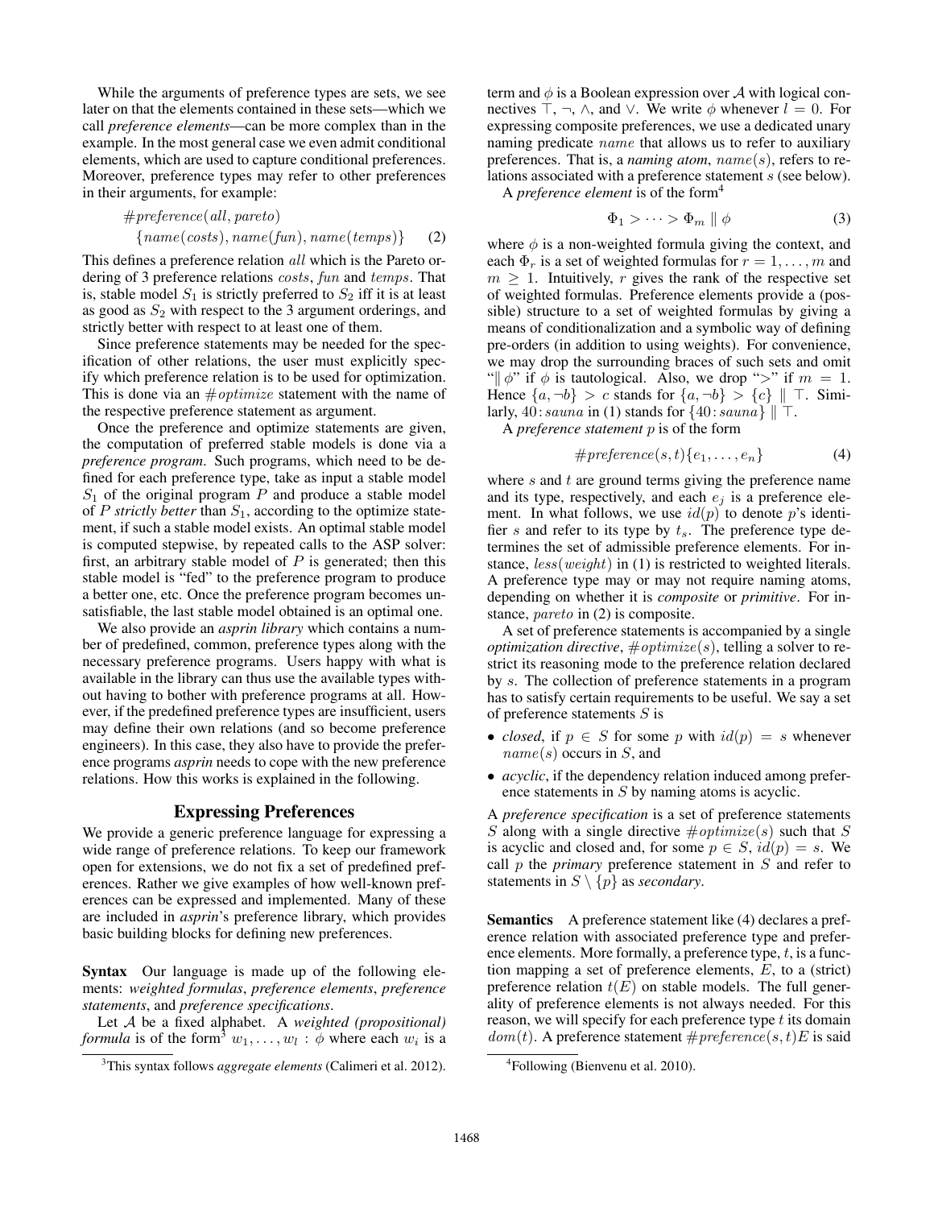While the arguments of preference types are sets, we see later on that the elements contained in these sets—which we call *preference elements*—can be more complex than in the example. In the most general case we even admit conditional elements, which are used to capture conditional preferences. Moreover, preference types may refer to other preferences in their arguments, for example:

$$\#preference(all, pareto) \\ \{name(costs), name(fun), name(temps)\} \quad (2)$$

This defines a preference relation $all$ which is the Pareto ordering of 3 preference relations $costs$, $fun$ and $temps$. That is, stable model $S_1$ is strictly preferred to $S_2$ iff it is at least as good as $S_2$ with respect to the 3 argument orderings, and strictly better with respect to at least one of them.

Since preference statements may be needed for the specification of other relations, the user must explicitly specify which preference relation is to be used for optimization. This is done via an $\#optimize$ statement with the name of the respective preference statement as argument.

Once the preference and optimize statements are given, the computation of preferred stable models is done via a *preference program*. Such programs, which need to be defined for each preference type, take as input a stable model $S_1$ of the original program $P$ and produce a stable model of $P$ *strictly better* than $S_1$, according to the optimize statement, if such a stable model exists. An optimal stable model is computed stepwise, by repeated calls to the ASP solver: first, an arbitrary stable model of $P$ is generated; then this stable model is "fed" to the preference program to produce a better one, etc. Once the preference program becomes unsatisfiable, the last stable model obtained is an optimal one.

We also provide an *asprin library* which contains a number of predefined, common, preference types along with the necessary preference programs. Users happy with what is available in the library can thus use the available types without having to bother with preference programs at all. However, if the predefined preference types are insufficient, users may define their own relations (and so become preference engineers). In this case, they also have to provide the preference programs *asprin* needs to cope with the new preference relations. How this works is explained in the following.

## Expressing Preferences

We provide a generic preference language for expressing a wide range of preference relations. To keep our framework open for extensions, we do not fix a set of predefined preferences. Rather we give examples of how well-known preferences can be expressed and implemented. Many of these are included in *asprin*'s preference library, which provides basic building blocks for defining new preferences.

**Syntax** Our language is made up of the following elements: *weighted formulas*, *preference elements*, *preference statements*, and *preference specifications*.

Let $\mathcal{A}$ be a fixed alphabet. A *weighted (propositional) formula* is of the form[3] $w_1, \ldots, w_l : \phi$ where each $w_i$ is a term and $\phi$ is a Boolean expression over $\mathcal{A}$ with logical connectives $\top$, $\neg$, $\wedge$, and $\vee$. We write $\phi$ whenever $l = 0$. For expressing composite preferences, we use a dedicated unary naming predicate $name$ that allows us to refer to auxiliary preferences. That is, a *naming atom*, $name(s)$, refers to relations associated with a preference statement $s$ (see below).

A *preference element* is of the form[4]

$$\Phi_1 > \cdots > \Phi_m \parallel \phi \quad (3)$$

where $\phi$ is a non-weighted formula giving the context, and each $\Phi_r$ is a set of weighted formulas for $r = 1, \ldots, m$ and $m \geq 1$. Intuitively, $r$ gives the rank of the respective set of weighted formulas. Preference elements provide a (possible) structure to a set of weighted formulas by giving a means of conditionalization and a symbolic way of defining pre-orders (in addition to using weights). For convenience, we may drop the surrounding braces of such sets and omit "$\parallel \phi$" if $\phi$ is tautological. Also, we drop "$>$" if $m = 1$. Hence $\{a, \neg b\} > c$ stands for $\{a, \neg b\} > \{c\} \parallel \top$. Similarly, $40 : sauna$ in (1) stands for $\{40 : sauna\} \parallel \top$.

A *preference statement* $p$ is of the form

$$\#preference(s, t)\{e_1, \ldots, e_n\} \quad (4)$$

where $s$ and $t$ are ground terms giving the preference name and its type, respectively, and each $e_j$ is a preference element. In what follows, we use $id(p)$ to denote $p$'s identifier $s$ and refer to its type by $t_s$. The preference type determines the set of admissible preference elements. For instance, $less(weight)$ in (1) is restricted to weighted literals. A preference type may or may not require naming atoms, depending on whether it is *composite* or *primitive*. For instance, $pareto$ in (2) is composite.

A set of preference statements is accompanied by a single *optimization directive*, $\#optimize(s)$, telling a solver to restrict its reasoning mode to the preference relation declared by $s$. The collection of preference statements in a program has to satisfy certain requirements to be useful. We say a set of preference statements $S$ is

- *closed*, if $p \in S$ for some $p$ with $id(p) = s$ whenever $name(s)$ occurs in $S$, and
- *acyclic*, if the dependency relation induced among preference statements in $S$ by naming atoms is acyclic.

A *preference specification* is a set of preference statements $S$ along with a single directive $\#optimize(s)$ such that $S$ is acyclic and closed and, for some $p \in S$, $id(p) = s$. We call $p$ the *primary* preference statement in $S$ and refer to statements in $S \setminus \{p\}$ as *secondary*.

**Semantics** A preference statement like (4) declares a preference relation with associated preference type and preference elements. More formally, a preference type, $t$, is a function mapping a set of preference elements, $E$, to a (strict) preference relation $t(E)$ on stable models. The full generality of preference elements is not always needed. For this reason, we will specify for each preference type $t$ its domain $dom(t)$. A preference statement $\#preference(s, t)E$ is said

[3] This syntax follows *aggregate elements* (Calimeri et al. 2012).

[4] Following (Bienvenu et al. 2010).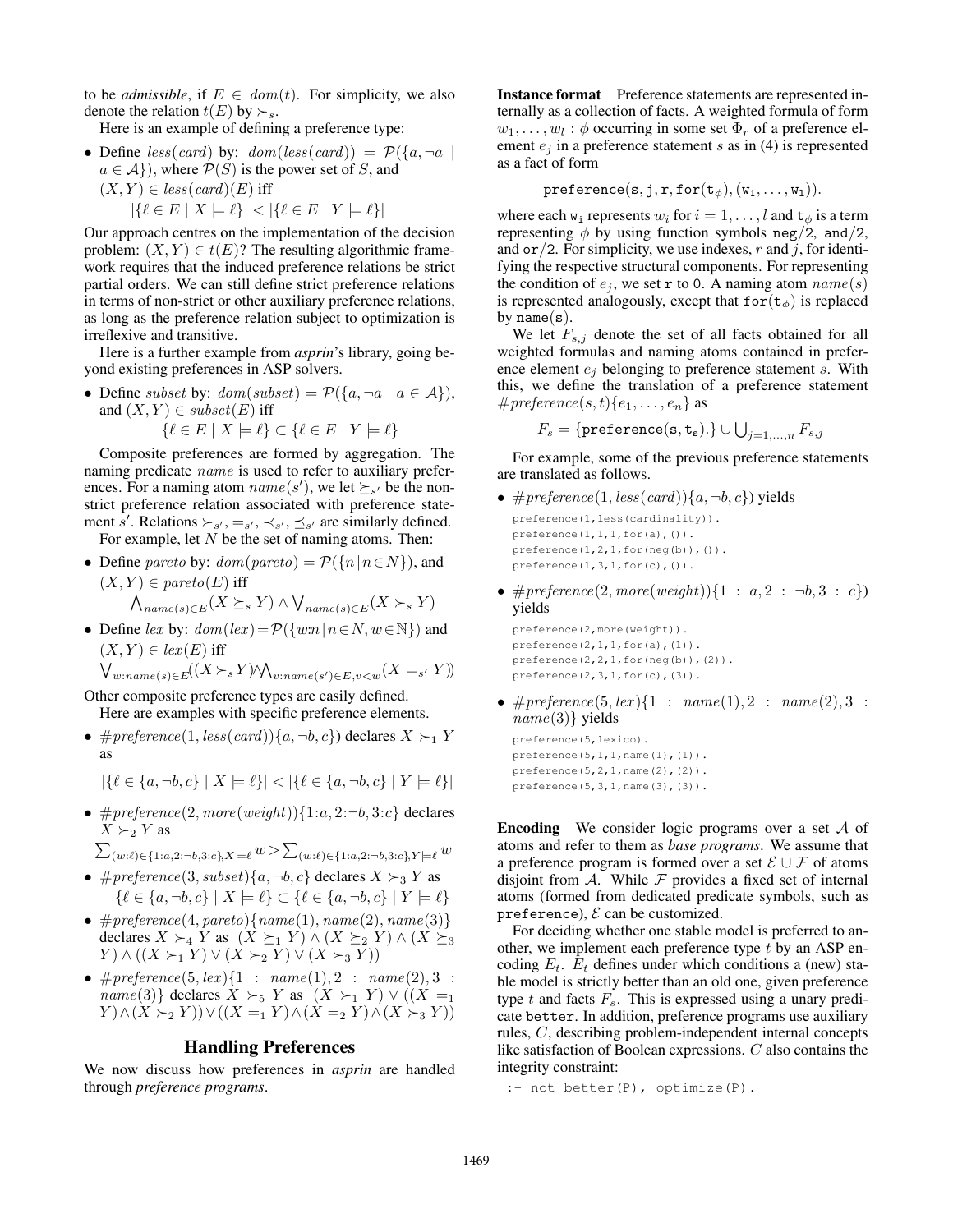to be *admissible*, if $E \in dom(t)$. For simplicity, we also denote the relation $t(E)$ by $\succ_s$.

Here is an example of defining a preference type:

- Define $less(card)$ by: $dom(less(card)) = \mathcal{P}(\{a, \neg a \mid a \in \mathcal{A}\})$, where $\mathcal{P}(S)$ is the power set of $S$, and $(X, Y) \in less(card)(E)$ iff
$$|\{\ell \in E \mid X \models \ell\}| < |\{\ell \in E \mid Y \models \ell\}|$$

Our approach centres on the implementation of the decision problem: $(X, Y) \in t(E)$? The resulting algorithmic framework requires that the induced preference relations be strict partial orders. We can still define strict preference relations in terms of non-strict or other auxiliary preference relations, as long as the preference relation subject to optimization is irreflexive and transitive.

Here is a further example from *asprin*'s library, going beyond existing preferences in ASP solvers.

- Define $subset$ by: $dom(subset) = \mathcal{P}(\{a, \neg a \mid a \in \mathcal{A}\})$, and $(X, Y) \in subset(E)$ iff
$$\{\ell \in E \mid X \models \ell\} \subset \{\ell \in E \mid Y \models \ell\}$$

Composite preferences are formed by aggregation. The naming predicate $name$ is used to refer to auxiliary preferences. For a naming atom $name(s')$, we let $\succeq_{s'}$ be the non-strict preference relation associated with preference statement $s'$. Relations $\succ_{s'}, =_{s'}, \prec_{s'}, \preceq_{s'}$ are similarly defined.

For example, let $N$ be the set of naming atoms. Then:

- Define $pareto$ by: $dom(pareto) = \mathcal{P}(\{n \mid n \in N\})$, and $(X, Y) \in pareto(E)$ iff
$$\bigwedge_{name(s) \in E} (X \succeq_s Y) \wedge \bigvee_{name(s) \in E} (X \succ_s Y)$$
- Define $lex$ by: $dom(lex) = \mathcal{P}(\{w{:}n \mid n \in N, w \in \mathbb{N}\})$ and $(X, Y) \in lex(E)$ iff
$$\bigvee_{w:name(s) \in E} ((X \succ_s Y) \wedge \bigwedge_{v:name(s') \in E, v<w} (X =_{s'} Y))$$

Other composite preference types are easily defined.

Here are examples with specific preference elements.

- $\#preference(1, less(card))\{a, \neg b, c\}$ declares $X \succ_1 Y$ as
$$|\{\ell \in \{a, \neg b, c\} \mid X \models \ell\}| < |\{\ell \in \{a, \neg b, c\} \mid Y \models \ell\}|$$
- $\#preference(2, more(weight))\{1{:}a, 2{:}\neg b, 3{:}c\}$ declares $X \succ_2 Y$ as
$$\sum_{(w:\ell) \in \{1:a, 2:\neg b, 3:c\}, X \models \ell} w > \sum_{(w:\ell) \in \{1:a, 2:\neg b, 3:c\}, Y \models \ell} w$$
- $\#preference(3, subset)\{a, \neg b, c\}$ declares $X \succ_3 Y$ as
$$\{\ell \in \{a, \neg b, c\} \mid X \models \ell\} \subset \{\ell \in \{a, \neg b, c\} \mid Y \models \ell\}$$
- $\#preference(4, pareto)\{name(1), name(2), name(3)\}$ declares $X \succ_4 Y$ as $(X \succeq_1 Y) \wedge (X \succeq_2 Y) \wedge (X \succeq_3 Y) \wedge ((X \succ_1 Y) \vee (X \succ_2 Y) \vee (X \succ_3 Y))$
- $\#preference(5, lex)\{1 : name(1), 2 : name(2), 3 : name(3)\}$ declares $X \succ_5 Y$ as $(X \succ_1 Y) \vee ((X =_1 Y) \wedge (X \succ_2 Y)) \vee ((X =_1 Y) \wedge (X =_2 Y) \wedge (X \succ_3 Y))$

## Handling Preferences

We now discuss how preferences in *asprin* are handled through *preference programs*.

**Instance format** Preference statements are represented internally as a collection of facts. A weighted formula of form $w_1, \ldots, w_l : \phi$ occurring in some set $\Phi_r$ of a preference element $e_j$ in a preference statement $s$ as in (4) is represented as a fact of form

$$\texttt{preference(s, j, r, for(t}_\phi\texttt{), (w}_1, \ldots, \texttt{w}_l\texttt{))}.$$

where each $\texttt{w}_\texttt{i}$ represents $w_i$ for $i = 1, \ldots, l$ and $\texttt{t}_\phi$ is a term representing $\phi$ by using function symbols neg/2, and/2, and or/2. For simplicity, we use indexes, $r$ and $j$, for identifying the respective structural components. For representing the condition of $e_j$, we set r to 0. A naming atom $name(s)$ is represented analogously, except that $\texttt{for(t}_\phi\texttt{)}$ is replaced by name(s).

We let $F_{s,j}$ denote the set of all facts obtained for all weighted formulas and naming atoms contained in preference element $e_j$ belonging to preference statement $s$. With this, we define the translation of a preference statement $\#preference(s, t)\{e_1, \ldots, e_n\}$ as

$$F_s = \{\texttt{preference(s, t}_\texttt{s}\texttt{).}\} \cup \bigcup_{j=1,\ldots,n} F_{s,j}$$

For example, some of the previous preference statements are translated as follows.

- $\#preference(1, less(card))\{a, \neg b, c\}$ yields

```
preference(1,less(cardinality)).
preference(1,1,1,for(a),()).
preference(1,2,1,for(neg(b)),()).
preference(1,3,1,for(c),()).
```

- $\#preference(2, more(weight))\{1 : a, 2 : \neg b, 3 : c\}$ yields

```
preference(2,more(weight)).
preference(2,1,1,for(a),(1)).
preference(2,2,1,for(neg(b)),(2)).
preference(2,3,1,for(c),(3)).
```

- $\#preference(5, lex)\{1 : name(1), 2 : name(2), 3 : name(3)\}$ yields

```
preference(5,lexico).
preference(5,1,1,name(1),(1)).
preference(5,2,1,name(2),(2)).
preference(5,3,1,name(3),(3)).
```

**Encoding** We consider logic programs over a set $\mathcal{A}$ of atoms and refer to them as *base programs*. We assume that a preference program is formed over a set $\mathcal{E} \cup \mathcal{F}$ of atoms disjoint from $\mathcal{A}$. While $\mathcal{F}$ provides a fixed set of internal atoms (formed from dedicated predicate symbols, such as preference), $\mathcal{E}$ can be customized.

For deciding whether one stable model is preferred to another, we implement each preference type $t$ by an ASP encoding $E_t$. $E_t$ defines under which conditions a (new) stable model is strictly better than an old one, given preference type $t$ and facts $F_s$. This is expressed using a unary predicate better. In addition, preference programs use auxiliary rules, $C$, describing problem-independent internal concepts like satisfaction of Boolean expressions. $C$ also contains the integrity constraint:

```
:- not better(P), optimize(P).
```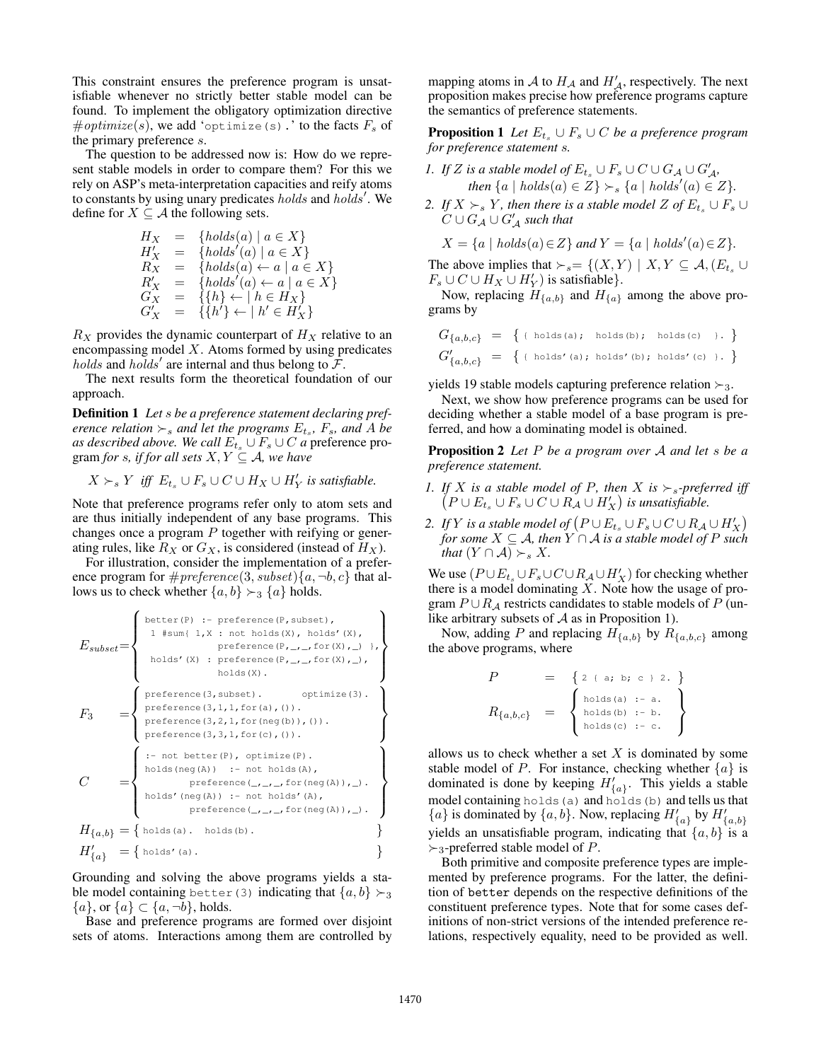This constraint ensures the preference program is unsatisfiable whenever no strictly better stable model can be found. To implement the obligatory optimization directive $\#optimize(s)$, we add '`optimize(s).`' to the facts $F_s$ of the primary preference $s$.

The question to be addressed now is: How do we represent stable models in order to compare them? For this we rely on ASP's meta-interpretation capacities and reify atoms to constants by using unary predicates $holds$ and $holds'$. We define for $X \subseteq \mathcal{A}$ the following sets.

$$
\begin{aligned}
H_X &= \{holds(a) \mid a \in X\} \\
H'_X &= \{holds'(a) \mid a \in X\} \\
R_X &= \{holds(a) \leftarrow a \mid a \in X\} \\
R'_X &= \{holds'(a) \leftarrow a \mid a \in X\} \\
G_X &= \{\{h\} \leftarrow \mid h \in H_X\} \\
G'_X &= \{\{h'\} \leftarrow \mid h' \in H'_X\}
\end{aligned}
$$

$R_X$ provides the dynamic counterpart of $H_X$ relative to an encompassing model $X$. Atoms formed by using predicates $holds$ and $holds'$ are internal and thus belong to $\mathcal{F}$.

The next results form the theoretical foundation of our approach.

**Definition 1** *Let $s$ be a preference statement declaring preference relation $\succ_s$ and let the programs $E_{t_s}$, $F_s$, and $A$ be as described above. We call $E_{t_s} \cup F_s \cup C$ a* preference program *for $s$, if for all sets $X, Y \subseteq \mathcal{A}$, we have*

$$X \succ_s Y \;\text{ iff }\; E_{t_s} \cup F_s \cup C \cup H_X \cup H'_Y \text{ is satisfiable.}$$

Note that preference programs refer only to atom sets and are thus initially independent of any base programs. This changes once a program $P$ together with reifying or generating rules, like $R_X$ or $G_X$, is considered (instead of $H_X$).

For illustration, consider the implementation of a preference program for $\#preference(3, subset)\{a, \neg b, c\}$ that allows us to check whether $\{a, b\} \succ_3 \{a\}$ holds.

$E_{subset}$ =
```
better(P) :- preference(P,subset),
  1 #sum{ 1,X : not holds(X), holds'(X),
              preference(P,_,_,for(X),_) },
  holds'(X) : preference(P,_,_,for(X),_),
              holds(X).
```

$F_3$ =
```
preference(3,subset).        optimize(3).
preference(3,1,1,for(a),()).
preference(3,2,1,for(neg(b)),()).
preference(3,3,1,for(c),()).
```

$C$ =
```
:- not better(P), optimize(P).
holds(neg(A))  :- not holds(A),
        preference(_,_,_,for(neg(A)),_).
holds'(neg(A)) :- not holds'(A),
        preference(_,_,_,for(neg(A)),_).
```

$H_{\{a,b\}}$ =
```
holds(a).  holds(b).
```

$H'_{\{a\}}$ =
```
holds'(a).
```

Grounding and solving the above programs yields a stable model containing `better(3)` indicating that $\{a, b\} \succ_3 \{a\}$, or $\{a\} \subset \{a, \neg b\}$, holds.

Base and preference programs are formed over disjoint sets of atoms. Interactions among them are controlled by mapping atoms in $\mathcal{A}$ to $H_{\mathcal{A}}$ and $H'_{\mathcal{A}}$, respectively. The next proposition makes precise how preference programs capture the semantics of preference statements.

**Proposition 1** *Let $E_{t_s} \cup F_s \cup C$ be a preference program for preference statement $s$.*

1. *If $Z$ is a stable model of $E_{t_s} \cup F_s \cup C \cup G_{\mathcal{A}} \cup G'_{\mathcal{A}}$, then $\{a \mid holds(a) \in Z\} \succ_s \{a \mid holds'(a) \in Z\}$.*
2. *If $X \succ_s Y$, then there is a stable model $Z$ of $E_{t_s} \cup F_s \cup C \cup G_{\mathcal{A}} \cup G'_{\mathcal{A}}$ such that*

   $$X = \{a \mid holds(a) \in Z\} \text{ and } Y = \{a \mid holds'(a) \in Z\}.$$

The above implies that $\succ_s = \{(X, Y) \mid X, Y \subseteq \mathcal{A}, (E_{t_s} \cup F_s \cup C \cup H_X \cup H'_Y) \text{ is satisfiable}\}$.

Now, replacing $H_{\{a,b\}}$ and $H_{\{a\}}$ among the above programs by

$G_{\{a,b,c\}}$ =
```
{ holds(a);  holds(b);  holds(c)  }.
```

$G'_{\{a,b,c\}}$ =
```
{ holds'(a); holds'(b); holds'(c) }.
```

yields 19 stable models capturing preference relation $\succ_3$.

Next, we show how preference programs can be used for deciding whether a stable model of a base program is preferred, and how a dominating model is obtained.

**Proposition 2** *Let $P$ be a program over $\mathcal{A}$ and let $s$ be a preference statement.*

1. *If $X$ is a stable model of $P$, then $X$ is $\succ_s$-preferred iff $\left(P \cup E_{t_s} \cup F_s \cup C \cup R_{\mathcal{A}} \cup H'_X\right)$ is unsatisfiable.*
2. *If $Y$ is a stable model of $\left(P \cup E_{t_s} \cup F_s \cup C \cup R_{\mathcal{A}} \cup H'_X\right)$ for some $X \subseteq \mathcal{A}$, then $Y \cap \mathcal{A}$ is a stable model of $P$ such that $(Y \cap \mathcal{A}) \succ_s X$.*

We use $(P \cup E_{t_s} \cup F_s \cup C \cup R_{\mathcal{A}} \cup H'_X)$ for checking whether there is a model dominating $X$. Note how the usage of program $P \cup R_{\mathcal{A}}$ restricts candidates to stable models of $P$ (unlike arbitrary subsets of $\mathcal{A}$ as in Proposition 1).

Now, adding $P$ and replacing $H_{\{a,b\}}$ by $R_{\{a,b,c\}}$ among the above programs, where

$P$ =
```
2 { a; b; c } 2.
```

$R_{\{a,b,c\}}$ =
```
holds(a) :- a.
holds(b) :- b.
holds(c) :- c.
```

allows us to check whether a set $X$ is dominated by some stable model of $P$. For instance, checking whether $\{a\}$ is dominated is done by keeping $H'_{\{a\}}$. This yields a stable model containing `holds(a)` and `holds(b)` and tells us that $\{a\}$ is dominated by $\{a, b\}$. Now, replacing $H'_{\{a\}}$ by $H'_{\{a,b\}}$ yields an unsatisfiable program, indicating that $\{a, b\}$ is a $\succ_3$-preferred stable model of $P$.

Both primitive and composite preference types are implemented by preference programs. For the latter, the definition of `better` depends on the respective definitions of the constituent preference types. Note that for some cases definitions of non-strict versions of the intended preference relations, respectively equality, need to be provided as well.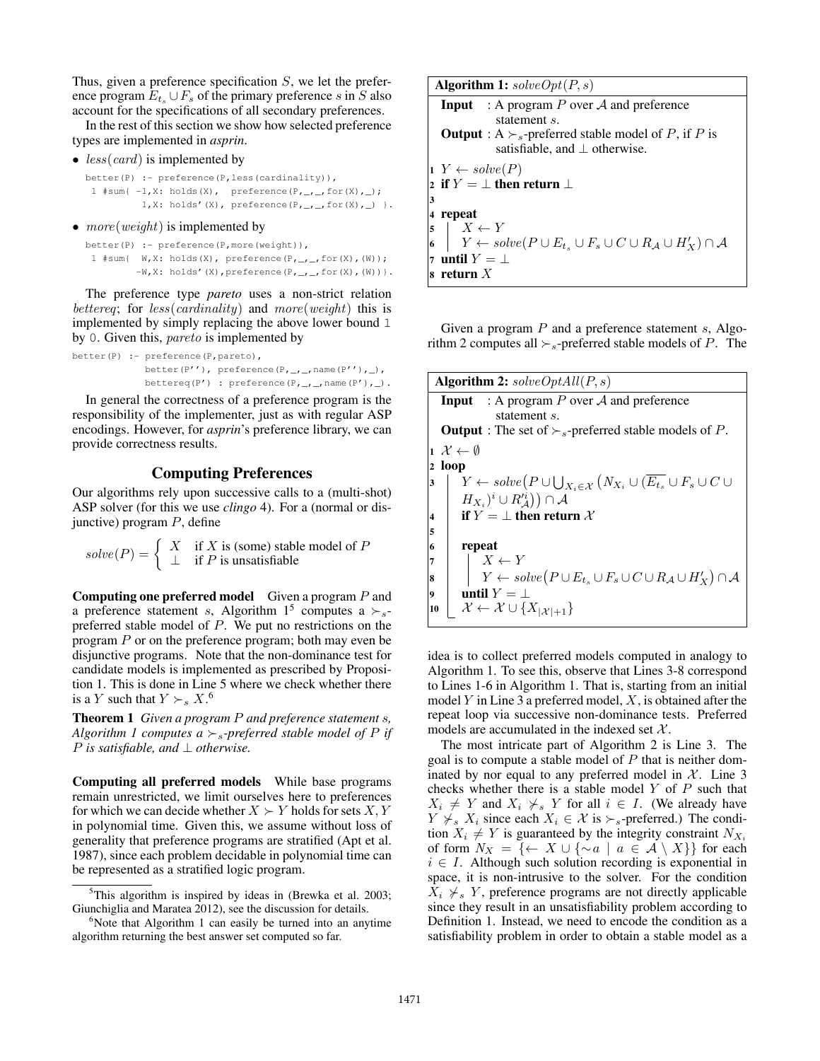Thus, given a preference specification $S$, we let the preference program $E_{t_s} \cup F_s$ of the primary preference $s$ in $S$ also account for the specifications of all secondary preferences.

In the rest of this section we show how selected preference types are implemented in *asprin*.

- $less(card)$ is implemented by

```
better(P) :- preference(P,less(cardinality)),
 1 #sum{ -1,X: holds(X),  preference(P,_,_,for(X),_);
          1,X: holds'(X), preference(P,_,_,for(X),_) }.
```

- $more(weight)$ is implemented by

```
better(P) :- preference(P,more(weight)),
 1 #sum{  W,X: holds(X), preference(P,_,_,for(X),(W));
         -W,X: holds'(X),preference(P,_,_,for(X),(W))}.
```

The preference type *pareto* uses a non-strict relation $bettereq$; for $less(cardinality)$ and $more(weight)$ this is implemented by simply replacing the above lower bound `1` by `0`. Given this, *pareto* is implemented by

```
better(P) :- preference(P,pareto),
             better(P''), preference(P,_,_,name(P''),_),
             bettereq(P') : preference(P,_,_,name(P'),_).
```

In general the correctness of a preference program is the responsibility of the implementer, just as with regular ASP encodings. However, for *asprin*'s preference library, we can provide correctness results.

## Computing Preferences

Our algorithms rely upon successive calls to a (multi-shot) ASP solver (for this we use *clingo* 4). For a (normal or disjunctive) program $P$, define

$$solve(P) = \begin{cases} X & \text{if } X \text{ is (some) stable model of } P \\ \bot & \text{if } P \text{ is unsatisfiable} \end{cases}$$

**Computing one preferred model** Given a program $P$ and a preference statement $s$, Algorithm 1[5] computes a $\succ_s$-preferred stable model of $P$. We put no restrictions on the program $P$ or on the preference program; both may even be disjunctive programs. Note that the non-dominance test for candidate models is implemented as prescribed by Proposition 1. This is done in Line 5 where we check whether there is a $Y$ such that $Y \succ_s X$.[6]

**Theorem 1** *Given a program $P$ and preference statement $s$, Algorithm 1 computes a $\succ_s$-preferred stable model of $P$ if $P$ is satisfiable, and $\bot$ otherwise.*

**Computing all preferred models** While base programs remain unrestricted, we limit ourselves here to preferences for which we can decide whether $X \succ Y$ holds for sets $X, Y$ in polynomial time. Given this, we assume without loss of generality that preference programs are stratified (Apt et al. 1987), since each problem decidable in polynomial time can be represented as a stratified logic program.

[5] This algorithm is inspired by ideas in (Brewka et al. 2003; Giunchiglia and Maratea 2012), see the discussion for details.

[6] Note that Algorithm 1 can easily be turned into an anytime algorithm returning the best answer set computed so far.

**Algorithm 1:** $solveOpt(P, s)$

**Input** : A program $P$ over $\mathcal{A}$ and preference statement $s$.
**Output** : A $\succ_s$-preferred stable model of $P$, if $P$ is satisfiable, and $\bot$ otherwise.

1. $Y \leftarrow solve(P)$
2. **if** $Y = \bot$ **then return** $\bot$
3. 
4. **repeat**
5. $\quad X \leftarrow Y$
6. $\quad Y \leftarrow solve(P \cup E_{t_s} \cup F_s \cup C \cup R_{\mathcal{A}} \cup H'_X) \cap \mathcal{A}$
7. **until** $Y = \bot$
8. **return** $X$

Given a program $P$ and a preference statement $s$, Algorithm 2 computes all $\succ_s$-preferred stable models of $P$. The idea is to collect preferred models computed in analogy to Algorithm 1. To see this, observe that Lines 3-8 correspond to Lines 1-6 in Algorithm 1. That is, starting from an initial model $Y$ in Line 3 a preferred model, $X$, is obtained after the repeat loop via successive non-dominance tests. Preferred models are accumulated in the indexed set $\mathcal{X}$.

**Algorithm 2:** $solveOptAll(P, s)$

**Input** : A program $P$ over $\mathcal{A}$ and preference statement $s$.
**Output** : The set of $\succ_s$-preferred stable models of $P$.

1. $\mathcal{X} \leftarrow \emptyset$
2. **loop**
3. $\quad Y \leftarrow solve\big(P \cup \bigcup_{X_i \in \mathcal{X}} \big(N_{X_i} \cup (\overline{E_{t_s}} \cup F_s \cup C \cup H_{X_i})^i \cup R'^i_{\mathcal{A}}\big)\big) \cap \mathcal{A}$
4. $\quad$ **if** $Y = \bot$ **then return** $\mathcal{X}$
5. 
6. $\quad$ **repeat**
7. $\quad\quad X \leftarrow Y$
8. $\quad\quad Y \leftarrow solve\big(P \cup E_{t_s} \cup F_s \cup C \cup R_{\mathcal{A}} \cup H'_X\big) \cap \mathcal{A}$
9. $\quad$ **until** $Y = \bot$
10. $\quad \mathcal{X} \leftarrow \mathcal{X} \cup \{X_{|\mathcal{X}|+1}\}$

The most intricate part of Algorithm 2 is Line 3. The goal is to compute a stable model of $P$ that is neither dominated by nor equal to any preferred model in $\mathcal{X}$. Line 3 checks whether there is a stable model $Y$ of $P$ such that $X_i \neq Y$ and $X_i \not\succ_s Y$ for all $i \in I$. (We already have $Y \not\succ_s X_i$ since each $X_i \in \mathcal{X}$ is $\succ_s$-preferred.) The condition $X_i \neq Y$ is guaranteed by the integrity constraint $N_{X_i}$ of form $N_X = \{\leftarrow X \cup \{\sim a \mid a \in \mathcal{A} \setminus X\}\}$ for each $i \in I$. Although such solution recording is exponential in space, it is non-intrusive to the solver. For the condition $X_i \not\succ_s Y$, preference programs are not directly applicable since they result in an unsatisfiability problem according to Definition 1. Instead, we need to encode the condition as a satisfiability problem in order to obtain a stable model as a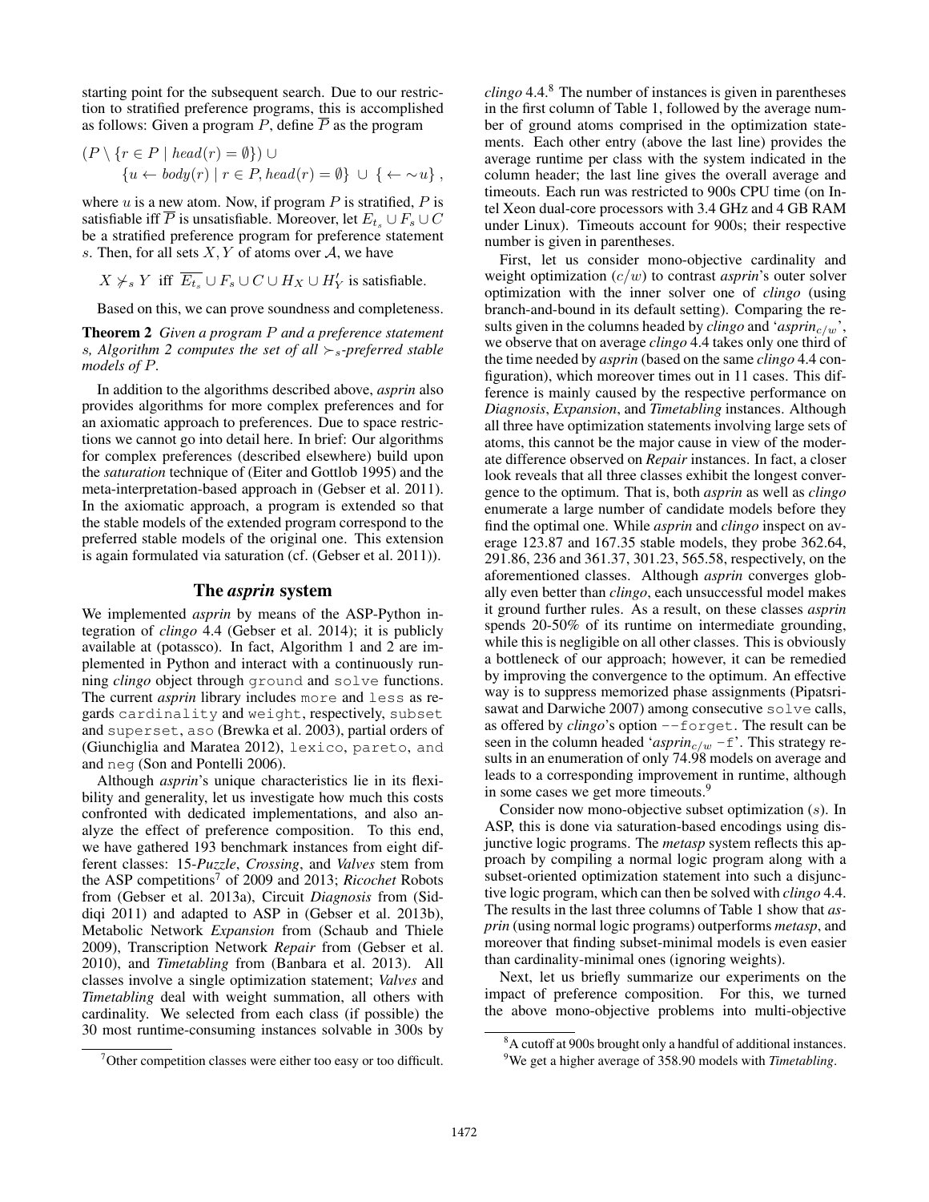starting point for the subsequent search. Due to our restriction to stratified preference programs, this is accomplished as follows: Given a program $P$, define $\overline{P}$ as the program

$$(P \setminus \{r \in P \mid head(r) = \emptyset\}) \cup \{u \leftarrow body(r) \mid r \in P, head(r) = \emptyset\} \cup \{\leftarrow \sim u\},$$

where $u$ is a new atom. Now, if program $P$ is stratified, $P$ is satisfiable iff $\overline{P}$ is unsatisfiable. Moreover, let $E_{t_s} \cup F_s \cup C$ be a stratified preference program for preference statement $s$. Then, for all sets $X, Y$ of atoms over $\mathcal{A}$, we have

$$X \not\succ_s Y \text{ iff } \overline{E_{t_s}} \cup F_s \cup C \cup H_X \cup H'_Y \text{ is satisfiable.}$$

Based on this, we can prove soundness and completeness.

**Theorem 2** *Given a program $P$ and a preference statement $s$, Algorithm 2 computes the set of all $\succ_s$-preferred stable models of $P$.*

In addition to the algorithms described above, *asprin* also provides algorithms for more complex preferences and for an axiomatic approach to preferences. Due to space restrictions we cannot go into detail here. In brief: Our algorithms for complex preferences (described elsewhere) build upon the *saturation* technique of (Eiter and Gottlob 1995) and the meta-interpretation-based approach in (Gebser et al. 2011). In the axiomatic approach, a program is extended so that the stable models of the extended program correspond to the preferred stable models of the original one. This extension is again formulated via saturation (cf. (Gebser et al. 2011)).

## The *asprin* system

We implemented *asprin* by means of the ASP-Python integration of *clingo* 4.4 (Gebser et al. 2014); it is publicly available at (potassco). In fact, Algorithm 1 and 2 are implemented in Python and interact with a continuously running *clingo* object through `ground` and `solve` functions. The current *asprin* library includes `more` and `less` as regards `cardinality` and `weight`, respectively, `subset` and `superset`, `aso` (Brewka et al. 2003), partial orders of (Giunchiglia and Maratea 2012), `lexico`, `pareto`, `and` and `neg` (Son and Pontelli 2006).

Although *asprin*'s unique characteristics lie in its flexibility and generality, let us investigate how much this costs confronted with dedicated implementations, and also analyze the effect of preference composition. To this end, we have gathered 193 benchmark instances from eight different classes: 15-*Puzzle*, *Crossing*, and *Valves* stem from the ASP competitions[7] of 2009 and 2013; *Ricochet* Robots from (Gebser et al. 2013a), Circuit *Diagnosis* from (Siddiqi 2011) and adapted to ASP in (Gebser et al. 2013b), Metabolic Network *Expansion* from (Schaub and Thiele 2009), Transcription Network *Repair* from (Gebser et al. 2010), and *Timetabling* from (Banbara et al. 2013). All classes involve a single optimization statement; *Valves* and *Timetabling* deal with weight summation, all others with cardinality. We selected from each class (if possible) the 30 most runtime-consuming instances solvable in 300s by *clingo* 4.4.[8] The number of instances is given in parentheses in the first column of Table 1, followed by the average number of ground atoms comprised in the optimization statements. Each other entry (above the last line) provides the average runtime per class with the system indicated in the column header; the last line gives the overall average and timeouts. Each run was restricted to 900s CPU time (on Intel Xeon dual-core processors with 3.4 GHz and 4 GB RAM under Linux). Timeouts account for 900s; their respective number is given in parentheses.

First, let us consider mono-objective cardinality and weight optimization ($c/w$) to contrast *asprin*'s outer solver optimization with the inner solver one of *clingo* (using branch-and-bound in its default setting). Comparing the results given in the columns headed by *clingo* and '*asprin*$_{c/w}$', we observe that on average *clingo* 4.4 takes only one third of the time needed by *asprin* (based on the same *clingo* 4.4 configuration), which moreover times out in 11 cases. This difference is mainly caused by the respective performance on *Diagnosis*, *Expansion*, and *Timetabling* instances. Although all three have optimization statements involving large sets of atoms, this cannot be the major cause in view of the moderate difference observed on *Repair* instances. In fact, a closer look reveals that all three classes exhibit the longest convergence to the optimum. That is, both *asprin* as well as *clingo* enumerate a large number of candidate models before they find the optimal one. While *asprin* and *clingo* inspect on average 123.87 and 167.35 stable models, they probe 362.64, 291.86, 236 and 361.37, 301.23, 565.58, respectively, on the aforementioned classes. Although *asprin* converges globally even better than *clingo*, each unsuccessful model makes it ground further rules. As a result, on these classes *asprin* spends 20-50% of its runtime on intermediate grounding, while this is negligible on all other classes. This is obviously a bottleneck of our approach; however, it can be remedied by improving the convergence to the optimum. An effective way is to suppress memorized phase assignments (Pipatsrisawat and Darwiche 2007) among consecutive `solve` calls, as offered by *clingo*'s option `--forget`. The result can be seen in the column headed '*asprin*$_{c/w}$ `-f`'. This strategy results in an enumeration of only 74.98 models on average and leads to a corresponding improvement in runtime, although in some cases we get more timeouts.[9]

Consider now mono-objective subset optimization ($s$). In ASP, this is done via saturation-based encodings using disjunctive logic programs. The *metasp* system reflects this approach by compiling a normal logic program along with a subset-oriented optimization statement into such a disjunctive logic program, which can then be solved with *clingo* 4.4. The results in the last three columns of Table 1 show that *asprin* (using normal logic programs) outperforms *metasp*, and moreover that finding subset-minimal models is even easier than cardinality-minimal ones (ignoring weights).

Next, let us briefly summarize our experiments on the impact of preference composition. For this, we turned the above mono-objective problems into multi-objective

[7] Other competition classes were either too easy or too difficult.

[8] A cutoff at 900s brought only a handful of additional instances.

[9] We get a higher average of 358.90 models with *Timetabling*.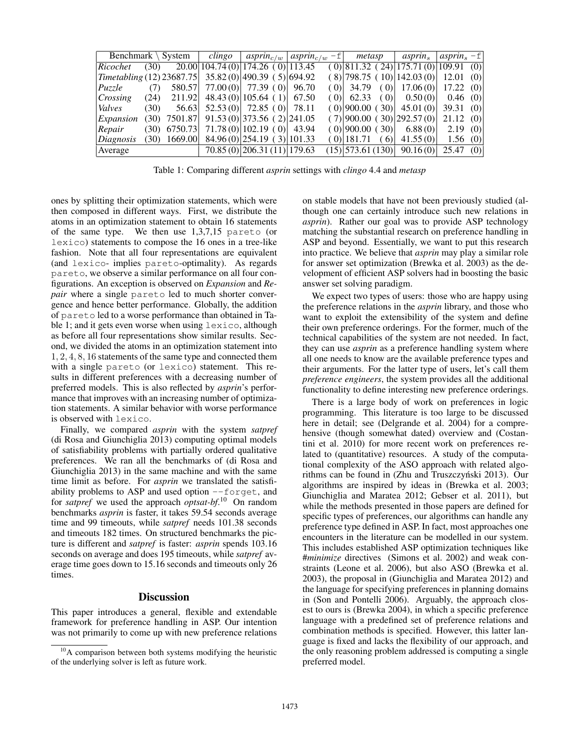| Benchmark \ System | | | *clingo* | *asprin*$_{c/w}$ | *asprin*$_{c/w}$ −f | *metasp* | *asprin*$_s$ | *asprin*$_s$ −f |
|---|---|---|---|---|---|---|---|---|
| *Ricochet* | (30) | 20.00 | 104.74 (0) | 174.26 ( 0) | 113.45 ( 0) | 811.32 ( 24) | 175.71 (0) | 109.91 (0) |
| *Timetabling* | (12) | 23687.75 | 35.82 (0) | 490.39 ( 5) | 694.92 ( 8) | 798.75 ( 10) | 142.03 (0) | 12.01 (0) |
| *Puzzle* | (7) | 580.57 | 77.00 (0) | 77.39 ( 0) | 96.70 ( 0) | 34.79 ( 0) | 17.06 (0) | 17.22 (0) |
| *Crossing* | (24) | 211.92 | 48.43 (0) | 105.64 ( 1) | 67.50 ( 0) | 62.33 ( 0) | 0.50 (0) | 0.46 (0) |
| *Valves* | (30) | 56.63 | 52.53 (0) | 72.85 ( 0) | 78.11 ( 0) | 900.00 ( 30) | 45.01 (0) | 39.31 (0) |
| *Expansion* | (30) | 7501.87 | 91.53 (0) | 373.56 ( 2) | 241.05 ( 7) | 900.00 ( 30) | 292.57 (0) | 21.12 (0) |
| *Repair* | (30) | 6750.73 | 71.78 (0) | 102.19 ( 0) | 43.94 ( 0) | 900.00 ( 30) | 6.88 (0) | 2.19 (0) |
| *Diagnosis* | (30) | 1669.00 | 84.96 (0) | 254.19 ( 3) | 101.33 ( 0) | 181.71 ( 6) | 41.55 (0) | 1.56 (0) |
| Average | | | 70.85 (0) | 206.31 (11) | 179.63 (15) | 573.61 (130) | 90.16 (0) | 25.47 (0) |

Table 1: Comparing different *asprin* settings with *clingo* 4.4 and *metasp*

ones by splitting their optimization statements, which were then composed in different ways. First, we distribute the atoms in an optimization statement to obtain 16 statements of the same type. We then use 1,3,7,15 `pareto` (or `lexico`) statements to compose the 16 ones in a tree-like fashion. Note that all four representations are equivalent (and `lexico`- implies `pareto`-optimality). As regards `pareto`, we observe a similar performance on all four configurations. An exception is observed on *Expansion* and *Repair* where a single `pareto` led to much shorter convergence and hence better performance. Globally, the addition of `pareto` led to a worse performance than obtained in Table 1; and it gets even worse when using `lexico`, although as before all four representations show similar results. Second, we divided the atoms in an optimization statement into $1, 2, 4, 8, 16$ statements of the same type and connected them with a single `pareto` (or `lexico`) statement. This results in different preferences with a decreasing number of preferred models. This is also reflected by *asprin*'s performance that improves with an increasing number of optimization statements. A similar behavior with worse performance is observed with `lexico`.

Finally, we compared *asprin* with the system *satpref* (di Rosa and Giunchiglia 2013) computing optimal models of satisfiability problems with partially ordered qualitative preferences. We ran all the benchmarks of (di Rosa and Giunchiglia 2013) in the same machine and with the same time limit as before. For *asprin* we translated the satisfiability problems to ASP and used option `--forget`, and for *satpref* we used the approach *optsat-bf*.[10] On random benchmarks *asprin* is faster, it takes 59.54 seconds average time and 99 timeouts, while *satpref* needs 101.38 seconds and timeouts 182 times. On structured benchmarks the picture is different and *satpref* is faster: *asprin* spends 103.16 seconds on average and does 195 timeouts, while *satpref* average time goes down to 15.16 seconds and timeouts only 26 times.

## Discussion

This paper introduces a general, flexible and extendable framework for preference handling in ASP. Our intention was not primarily to come up with new preference relations on stable models that have not been previously studied (although one can certainly introduce such new relations in *asprin*). Rather our goal was to provide ASP technology matching the substantial research on preference handling in ASP and beyond. Essentially, we want to put this research into practice. We believe that *asprin* may play a similar role for answer set optimization (Brewka et al. 2003) as the development of efficient ASP solvers had in boosting the basic answer set solving paradigm.

We expect two types of users: those who are happy using the preference relations in the *asprin* library, and those who want to exploit the extensibility of the system and define their own preference orderings. For the former, much of the technical capabilities of the system are not needed. In fact, they can use *asprin* as a preference handling system where all one needs to know are the available preference types and their arguments. For the latter type of users, let's call them *preference engineers*, the system provides all the additional functionality to define interesting new preference orderings.

There is a large body of work on preferences in logic programming. This literature is too large to be discussed here in detail; see (Delgrande et al. 2004) for a comprehensive (though somewhat dated) overview and (Costantini et al. 2010) for more recent work on preferences related to (quantitative) resources. A study of the computational complexity of the ASO approach with related algorithms can be found in (Zhu and Truszczyński 2013). Our algorithms are inspired by ideas in (Brewka et al. 2003; Giunchiglia and Maratea 2012; Gebser et al. 2011), but while the methods presented in those papers are defined for specific types of preferences, our algorithms can handle any preference type defined in ASP. In fact, most approaches one encounters in the literature can be modelled in our system. This includes established ASP optimization techniques like *#minimize* directives (Simons et al. 2002) and weak constraints (Leone et al. 2006), but also ASO (Brewka et al. 2003), the proposal in (Giunchiglia and Maratea 2012) and the language for specifying preferences in planning domains in (Son and Pontelli 2006). Arguably, the approach closest to ours is (Brewka 2004), in which a specific preference language with a predefined set of preference relations and combination methods is specified. However, this latter language is fixed and lacks the flexibility of our approach, and the only reasoning problem addressed is computing a single preferred model.

[10] A comparison between both systems modifying the heuristic of the underlying solver is left as future work.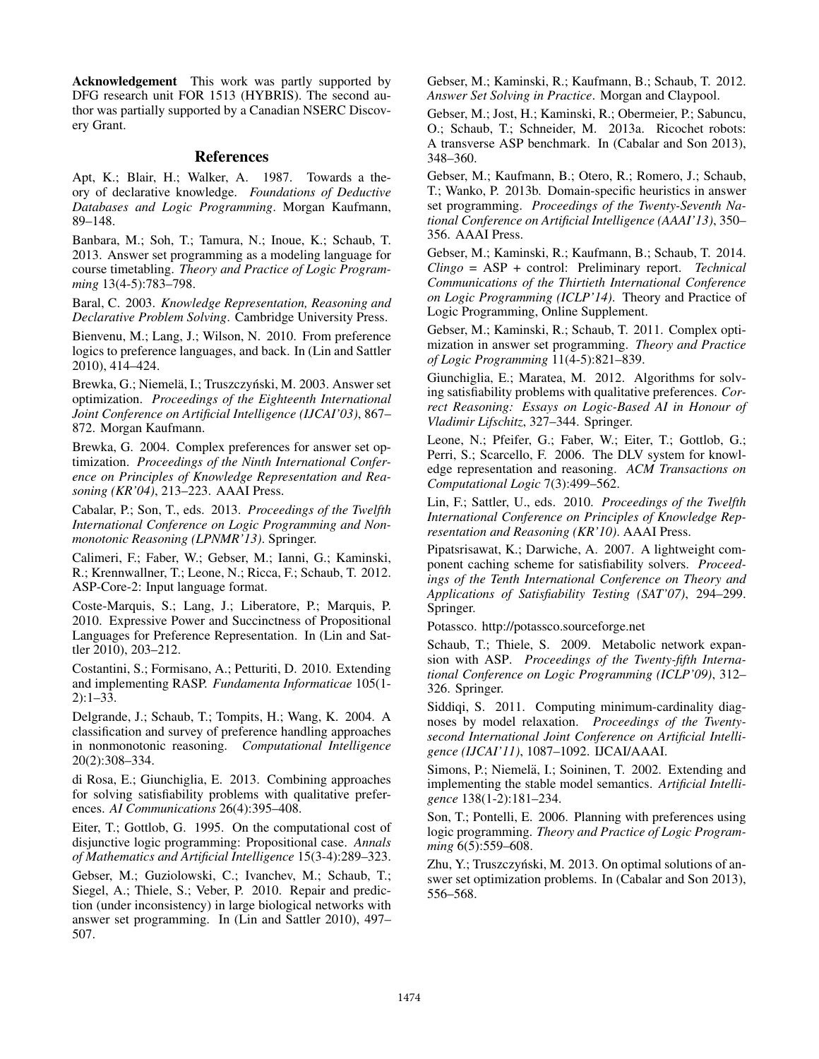**Acknowledgement** This work was partly supported by DFG research unit FOR 1513 (HYBRIS). The second author was partially supported by a Canadian NSERC Discovery Grant.

## References

Apt, K.; Blair, H.; Walker, A. 1987. Towards a theory of declarative knowledge. *Foundations of Deductive Databases and Logic Programming*. Morgan Kaufmann, 89–148.

Banbara, M.; Soh, T.; Tamura, N.; Inoue, K.; Schaub, T. 2013. Answer set programming as a modeling language for course timetabling. *Theory and Practice of Logic Programming* 13(4-5):783–798.

Baral, C. 2003. *Knowledge Representation, Reasoning and Declarative Problem Solving*. Cambridge University Press.

Bienvenu, M.; Lang, J.; Wilson, N. 2010. From preference logics to preference languages, and back. In (Lin and Sattler 2010), 414–424.

Brewka, G.; Niemelä, I.; Truszczyński, M. 2003. Answer set optimization. *Proceedings of the Eighteenth International Joint Conference on Artificial Intelligence (IJCAI'03)*, 867–872. Morgan Kaufmann.

Brewka, G. 2004. Complex preferences for answer set optimization. *Proceedings of the Ninth International Conference on Principles of Knowledge Representation and Reasoning (KR'04)*, 213–223. AAAI Press.

Cabalar, P.; Son, T., eds. 2013. *Proceedings of the Twelfth International Conference on Logic Programming and Nonmonotonic Reasoning (LPNMR'13)*. Springer.

Calimeri, F.; Faber, W.; Gebser, M.; Ianni, G.; Kaminski, R.; Krennwallner, T.; Leone, N.; Ricca, F.; Schaub, T. 2012. ASP-Core-2: Input language format.

Coste-Marquis, S.; Lang, J.; Liberatore, P.; Marquis, P. 2010. Expressive Power and Succinctness of Propositional Languages for Preference Representation. In (Lin and Sattler 2010), 203–212.

Costantini, S.; Formisano, A.; Petturiti, D. 2010. Extending and implementing RASP. *Fundamenta Informaticae* 105(1-2):1–33.

Delgrande, J.; Schaub, T.; Tompits, H.; Wang, K. 2004. A classification and survey of preference handling approaches in nonmonotonic reasoning. *Computational Intelligence* 20(2):308–334.

di Rosa, E.; Giunchiglia, E. 2013. Combining approaches for solving satisfiability problems with qualitative preferences. *AI Communications* 26(4):395–408.

Eiter, T.; Gottlob, G. 1995. On the computational cost of disjunctive logic programming: Propositional case. *Annals of Mathematics and Artificial Intelligence* 15(3-4):289–323.

Gebser, M.; Guziolowski, C.; Ivanchev, M.; Schaub, T.; Siegel, A.; Thiele, S.; Veber, P. 2010. Repair and prediction (under inconsistency) in large biological networks with answer set programming. In (Lin and Sattler 2010), 497–507.

Gebser, M.; Kaminski, R.; Kaufmann, B.; Schaub, T. 2012. *Answer Set Solving in Practice*. Morgan and Claypool.

Gebser, M.; Jost, H.; Kaminski, R.; Obermeier, P.; Sabuncu, O.; Schaub, T.; Schneider, M. 2013a. Ricochet robots: A transverse ASP benchmark. In (Cabalar and Son 2013), 348–360.

Gebser, M.; Kaufmann, B.; Otero, R.; Romero, J.; Schaub, T.; Wanko, P. 2013b. Domain-specific heuristics in answer set programming. *Proceedings of the Twenty-Seventh National Conference on Artificial Intelligence (AAAI'13)*, 350–356. AAAI Press.

Gebser, M.; Kaminski, R.; Kaufmann, B.; Schaub, T. 2014. *Clingo* = ASP + control: Preliminary report. *Technical Communications of the Thirtieth International Conference on Logic Programming (ICLP'14)*. Theory and Practice of Logic Programming, Online Supplement.

Gebser, M.; Kaminski, R.; Schaub, T. 2011. Complex optimization in answer set programming. *Theory and Practice of Logic Programming* 11(4-5):821–839.

Giunchiglia, E.; Maratea, M. 2012. Algorithms for solving satisfiability problems with qualitative preferences. *Correct Reasoning: Essays on Logic-Based AI in Honour of Vladimir Lifschitz*, 327–344. Springer.

Leone, N.; Pfeifer, G.; Faber, W.; Eiter, T.; Gottlob, G.; Perri, S.; Scarcello, F. 2006. The DLV system for knowledge representation and reasoning. *ACM Transactions on Computational Logic* 7(3):499–562.

Lin, F.; Sattler, U., eds. 2010. *Proceedings of the Twelfth International Conference on Principles of Knowledge Representation and Reasoning (KR'10)*. AAAI Press.

Pipatsrisawat, K.; Darwiche, A. 2007. A lightweight component caching scheme for satisfiability solvers. *Proceedings of the Tenth International Conference on Theory and Applications of Satisfiability Testing (SAT'07)*, 294–299. Springer.

Potassco. http://potassco.sourceforge.net

Schaub, T.; Thiele, S. 2009. Metabolic network expansion with ASP. *Proceedings of the Twenty-fifth International Conference on Logic Programming (ICLP'09)*, 312–326. Springer.

Siddiqi, S. 2011. Computing minimum-cardinality diagnoses by model relaxation. *Proceedings of the Twenty-second International Joint Conference on Artificial Intelligence (IJCAI'11)*, 1087–1092. IJCAI/AAAI.

Simons, P.; Niemelä, I.; Soininen, T. 2002. Extending and implementing the stable model semantics. *Artificial Intelligence* 138(1-2):181–234.

Son, T.; Pontelli, E. 2006. Planning with preferences using logic programming. *Theory and Practice of Logic Programming* 6(5):559–608.

Zhu, Y.; Truszczyński, M. 2013. On optimal solutions of answer set optimization problems. In (Cabalar and Son 2013), 556–568.